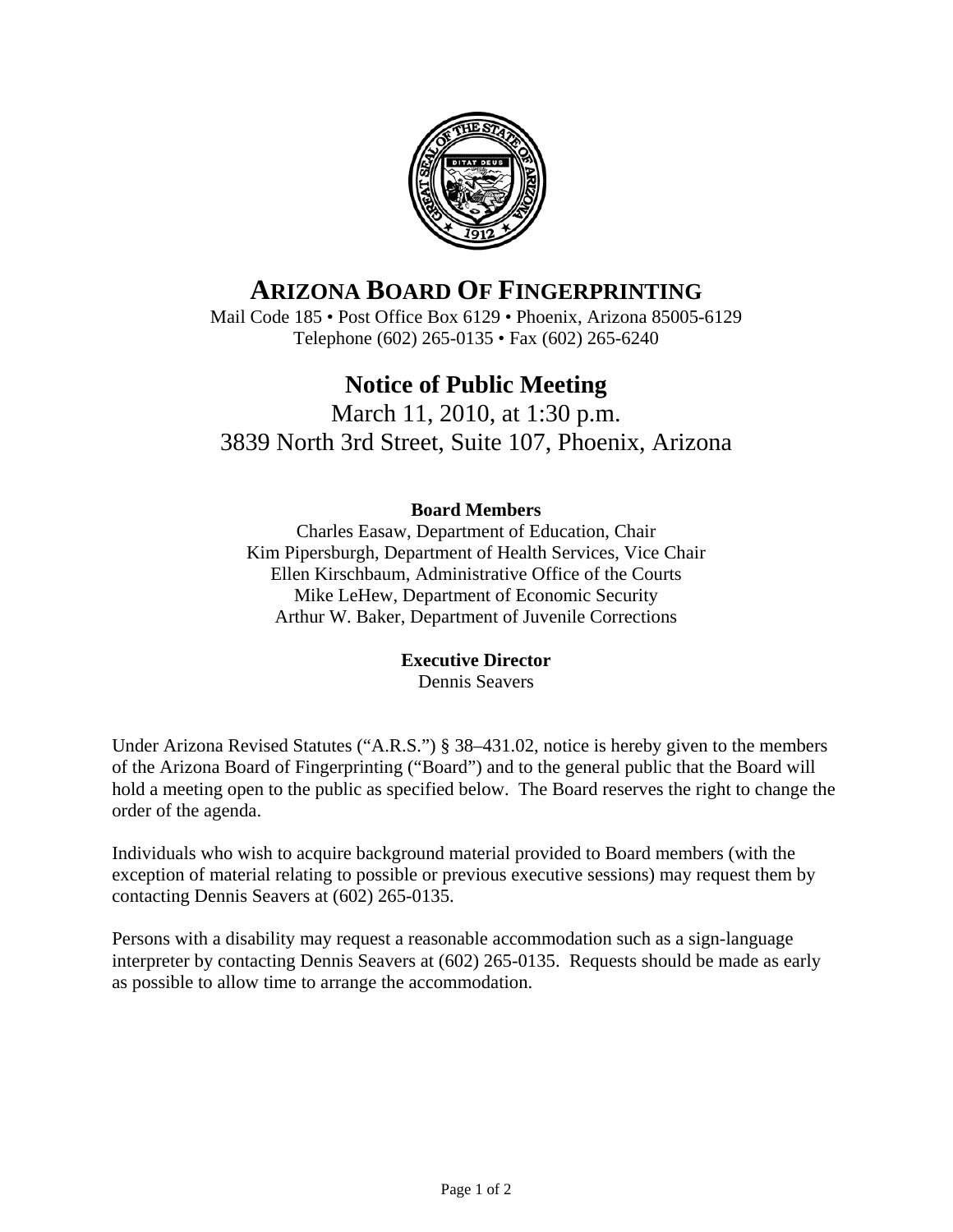# ARIZONA BOARD OF FINGERPRINTING

Mail Code 185 • Post Office Box 6129 • Phoenix, Arizona 85005-6129
Telephone (602) 265-0135 • Fax (602) 265-6240

## Notice of Public Meeting

March 11, 2010, at 1:30 p.m.
3839 North 3rd Street, Suite 107, Phoenix, Arizona

**Board Members**

Charles Easaw, Department of Education, Chair
Kim Pipersburgh, Department of Health Services, Vice Chair
Ellen Kirschbaum, Administrative Office of the Courts
Mike LeHew, Department of Economic Security
Arthur W. Baker, Department of Juvenile Corrections

**Executive Director**

Dennis Seavers

Under Arizona Revised Statutes ("A.R.S.") § 38–431.02, notice is hereby given to the members of the Arizona Board of Fingerprinting ("Board") and to the general public that the Board will hold a meeting open to the public as specified below. The Board reserves the right to change the order of the agenda.

Individuals who wish to acquire background material provided to Board members (with the exception of material relating to possible or previous executive sessions) may request them by contacting Dennis Seavers at (602) 265-0135.

Persons with a disability may request a reasonable accommodation such as a sign-language interpreter by contacting Dennis Seavers at (602) 265-0135. Requests should be made as early as possible to allow time to arrange the accommodation.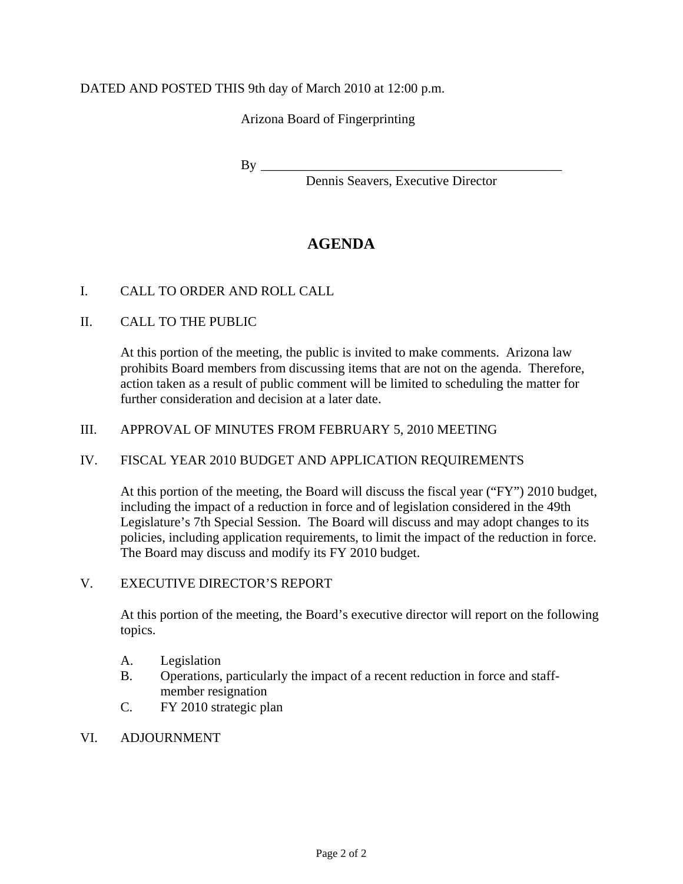DATED AND POSTED THIS 9th day of March 2010 at 12:00 p.m.

Arizona Board of Fingerprinting

By _______________________________________________

Dennis Seavers, Executive Director

# AGENDA

I. CALL TO ORDER AND ROLL CALL

II. CALL TO THE PUBLIC

At this portion of the meeting, the public is invited to make comments. Arizona law prohibits Board members from discussing items that are not on the agenda. Therefore, action taken as a result of public comment will be limited to scheduling the matter for further consideration and decision at a later date.

III. APPROVAL OF MINUTES FROM FEBRUARY 5, 2010 MEETING

IV. FISCAL YEAR 2010 BUDGET AND APPLICATION REQUIREMENTS

At this portion of the meeting, the Board will discuss the fiscal year ("FY") 2010 budget, including the impact of a reduction in force and of legislation considered in the 49th Legislature's 7th Special Session. The Board will discuss and may adopt changes to its policies, including application requirements, to limit the impact of the reduction in force. The Board may discuss and modify its FY 2010 budget.

V. EXECUTIVE DIRECTOR'S REPORT

At this portion of the meeting, the Board's executive director will report on the following topics.

A. Legislation
B. Operations, particularly the impact of a recent reduction in force and staff-member resignation
C. FY 2010 strategic plan

VI. ADJOURNMENT